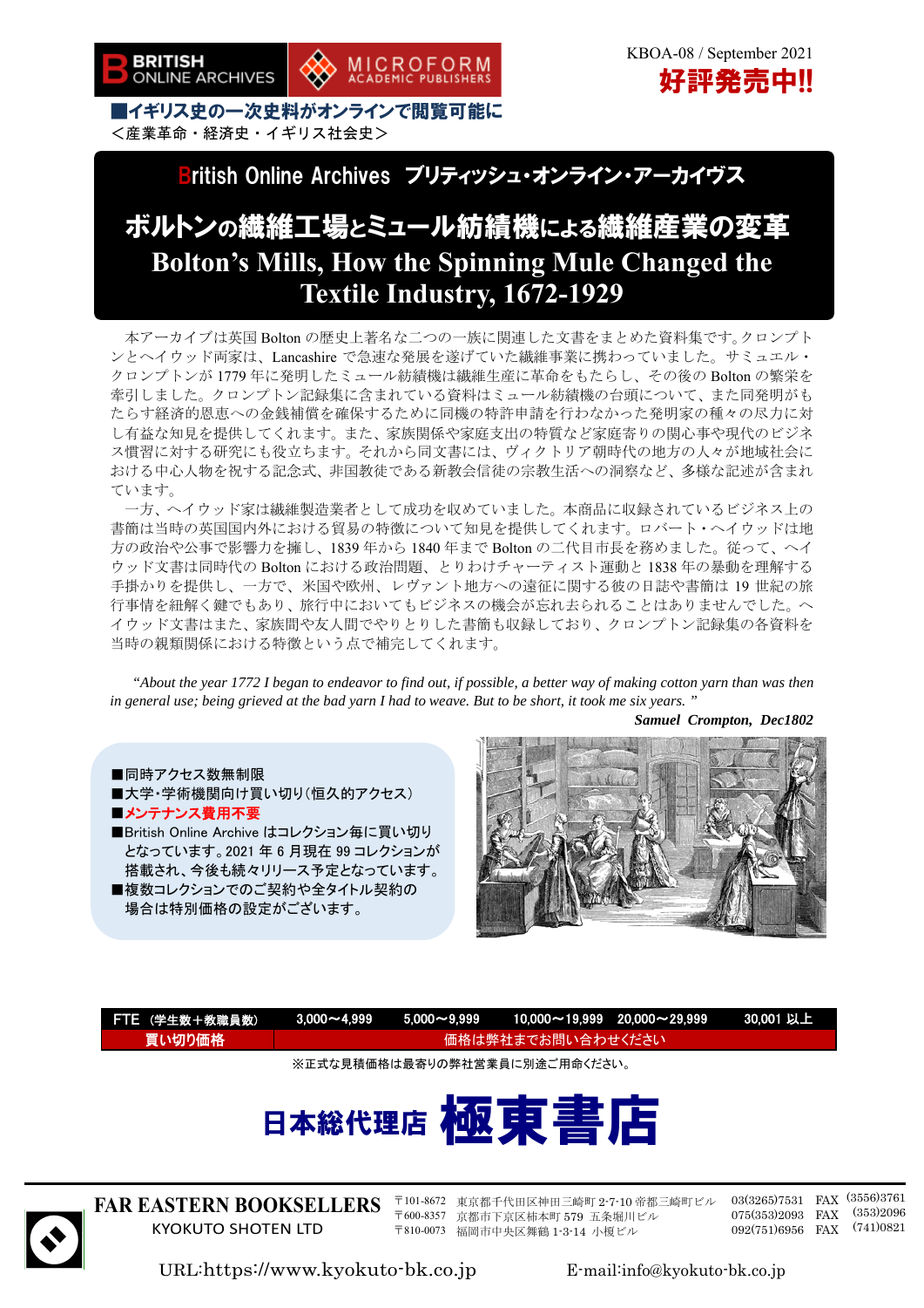BRITISH ONLINE ARCHIVES　MICROFORM ACADEMIC PUBLISHERS

KBOA-08 / September 2021

**好評発売中!!**

**■イギリス史の一次史料がオンラインで閲覧可能に**

＜産業革命・経済史・イギリス社会史＞

## British Online Archives ブリティッシュ・オンライン・アーカイヴス

# ボルトンの繊維工場とミュール紡績機による繊維産業の変革
# Bolton's Mills, How the Spinning Mule Changed the Textile Industry, 1672-1929

本アーカイブは英国 Bolton の歴史上著名な二つの一族に関連した文書をまとめた資料集です。クロンプトンとヘイウッド両家は、Lancashire で急速な発展を遂げていた繊維事業に携わっていました。サミュエル・クロンプトンが 1779 年に発明したミュール紡績機は繊維生産に革命をもたらし、その後の Bolton の繁栄を牽引しました。クロンプトン記録集に含まれている資料はミュール紡績機の台頭について、また同発明がもたらす経済的恩恵への金銭補償を確保するために同機の特許申請を行わなかった発明家の種々の尽力に対し有益な知見を提供してくれます。また、家族関係や家庭支出の特質など家庭寄りの関心事や現代のビジネス慣習に対する研究にも役立ちます。それから同文書には、ヴィクトリア朝時代の地方の人々が地域社会における中心人物を祝する記念式、非国教徒である新教会信徒の宗教生活への洞察など、多様な記述が含まれています。

一方、ヘイウッド家は繊維製造業者として成功を収めていました。本商品に収録されているビジネス上の書簡は当時の英国国内外における貿易の特徴について知見を提供してくれます。ロバート・ヘイウッドは地方の政治や公事で影響力を擁し、1839 年から 1840 年まで Bolton の二代目市長を務めました。従って、ヘイウッド文書は同時代の Bolton における政治問題、とりわけチャーティスト運動と 1838 年の暴動を理解する手掛かりを提供し、一方で、米国や欧州、レヴァント地方への遠征に関する彼の日誌や書簡は 19 世紀の旅行事情を紐解く鍵でもあり、旅行中においてもビジネスの機会が忘れ去られることはありませんでした。ヘイウッド文書はまた、家族間や友人間でやりとりした書簡も収録しており、クロンプトン記録集の各資料を当時の親類関係における特徴という点で補完してくれます。

*"About the year 1772 I began to endeavor to find out, if possible, a better way of making cotton yarn than was then in general use; being grieved at the bad yarn I had to weave. But to be short, it took me six years. "*

***Samuel Crompton, Dec1802***

- ■同時アクセス数無制限
- ■大学・学術機関向け買い切り(恒久的アクセス)
- ■**メンテナンス費用不要**
- ■British Online Archive はコレクション毎に買い切りとなっています。2021 年 6 月現在 99 コレクションが搭載され、今後も続々リリース予定となっています。
- ■複数コレクションでのご契約や全タイトル契約の場合は特別価格の設定がございます。

| FTE（学生数＋教職員数） | 3,000～4,999 | 5,000～9,999 | 10,000～19,999 | 20,000～29,999 | 30,001 以上 |
|---|---|---|---|---|---|
| 買い切り価格 | 価格は弊社までお問い合わせください | | | | |

※正式な見積価格は最寄りの弊社営業員に別途ご用命ください。

**日本総代理店 極東書店**

**FAR EASTERN BOOKSELLERS**
KYOKUTO SHOTEN LTD

〒101-8672 東京都千代田区神田三崎町 2-7-10 帝都三崎町ビル 03(3265)7531 FAX (3556)3761
〒600-8357 京都市下京区柿本町 579 五条堀川ビル 075(353)2093 FAX (353)2096
〒810-0073 福岡市中央区舞鶴 1-3-14 小榎ビル 092(751)6956 FAX (741)0821

URL:https://www.kyokuto-bk.co.jp　E-mail:info@kyokuto-bk.co.jp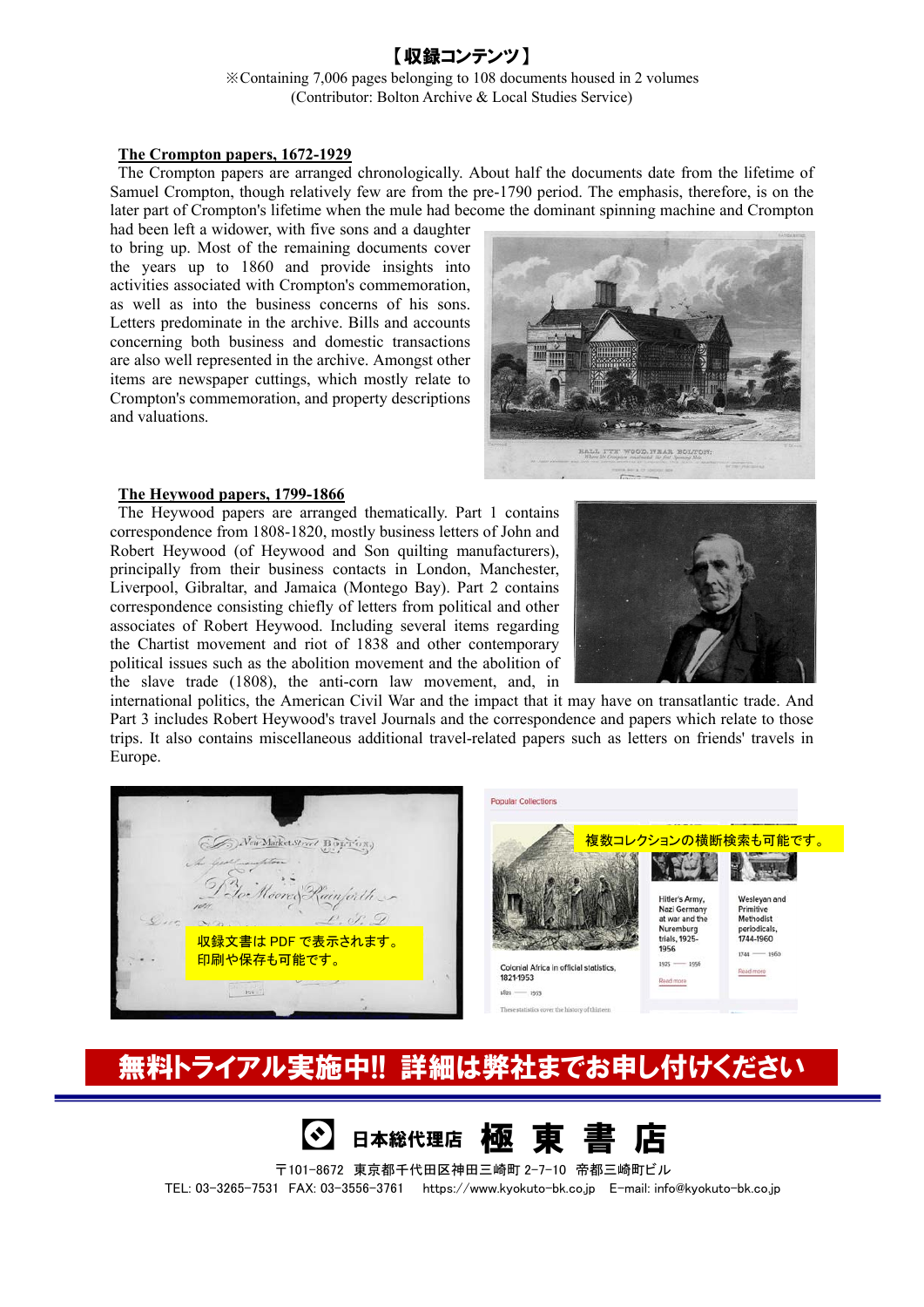## 【収録コンテンツ】

※Containing 7,006 pages belonging to 108 documents housed in 2 volumes
(Contributor: Bolton Archive & Local Studies Service)

**The Crompton papers, 1672-1929**

The Crompton papers are arranged chronologically. About half the documents date from the lifetime of Samuel Crompton, though relatively few are from the pre-1790 period. The emphasis, therefore, is on the later part of Crompton's lifetime when the mule had become the dominant spinning machine and Crompton had been left a widower, with five sons and a daughter to bring up. Most of the remaining documents cover the years up to 1860 and provide insights into activities associated with Crompton's commemoration, as well as into the business concerns of his sons. Letters predominate in the archive. Bills and accounts concerning both business and domestic transactions are also well represented in the archive. Amongst other items are newspaper cuttings, which mostly relate to Crompton's commemoration, and property descriptions and valuations.

**The Heywood papers, 1799-1866**

The Heywood papers are arranged thematically. Part 1 contains correspondence from 1808-1820, mostly business letters of John and Robert Heywood (of Heywood and Son quilting manufacturers), principally from their business contacts in London, Manchester, Liverpool, Gibraltar, and Jamaica (Montego Bay). Part 2 contains correspondence consisting chiefly of letters from political and other associates of Robert Heywood. Including several items regarding the Chartist movement and riot of 1838 and other contemporary political issues such as the abolition movement and the abolition of the slave trade (1808), the anti-corn law movement, and, in international politics, the American Civil War and the impact that it may have on transatlantic trade. And Part 3 includes Robert Heywood's travel Journals and the correspondence and papers which relate to those trips. It also contains miscellaneous additional travel-related papers such as letters on friends' travels in Europe.

収録文書は PDF で表示されます。
印刷や保存も可能です。

複数コレクションの横断検索も可能です。

**無料トライアル実施中!! 詳細は弊社までお申し付けください**

日本総代理店 極 東 書 店

〒101-8672 東京都千代田区神田三崎町 2-7-10 帝都三崎町ビル
TEL: 03-3265-7531 FAX: 03-3556-3761 https://www.kyokuto-bk.co.jp E-mail: info@kyokuto-bk.co.jp